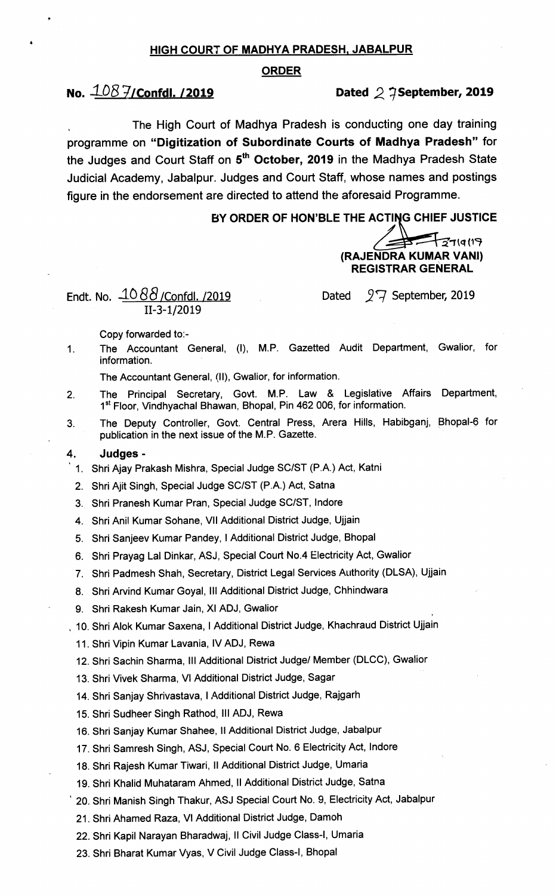## HIGH COURT OF MADHYA PRADESH, JABALPUR

### ORDER

**No. 1087/Confdl. /2019** **Dated 27September, 2019**

The High Court of Madhya Pradesh is conducting one day training programme on **"Digitization of Subordinate Courts of Madhya Pradesh"** for the Judges and Court Staff on **5th October, 2019** in the Madhya Pradesh State Judicial Academy, Jabalpur. Judges and Court Staff, whose names and postings figure in the endorsement are directed to attend the aforesaid Programme.

**BY ORDER OF HON'BLE THE ACTING CHIEF JUSTICE**

27/9/19

**(RAJENDRA KUMAR VANI)**
**REGISTRAR GENERAL**

Endt. No. 1088/Confdl. /2019 Dated 27 September, 2019
II-3-1/2019

Copy forwarded to:-

1. The Accountant General, (I), M.P. Gazetted Audit Department, Gwalior, for information.

   The Accountant General, (II), Gwalior, for information.
2. The Principal Secretary, Govt. M.P. Law & Legislative Affairs Department, 1st Floor, Vindhyachal Bhawan, Bhopal, Pin 462 006, for information.
3. The Deputy Controller, Govt. Central Press, Arera Hills, Habibganj, Bhopal-6 for publication in the next issue of the M.P. Gazette.
4. **Judges -**
   1. Shri Ajay Prakash Mishra, Special Judge SC/ST (P.A.) Act, Katni
   2. Shri Ajit Singh, Special Judge SC/ST (P.A.) Act, Satna
   3. Shri Pranesh Kumar Pran, Special Judge SC/ST, Indore
   4. Shri Anil Kumar Sohane, VII Additional District Judge, Ujjain
   5. Shri Sanjeev Kumar Pandey, I Additional District Judge, Bhopal
   6. Shri Prayag Lal Dinkar, ASJ, Special Court No.4 Electricity Act, Gwalior
   7. Shri Padmesh Shah, Secretary, District Legal Services Authority (DLSA), Ujjain
   8. Shri Arvind Kumar Goyal, III Additional District Judge, Chhindwara
   9. Shri Rakesh Kumar Jain, XI ADJ, Gwalior
   10. Shri Alok Kumar Saxena, I Additional District Judge, Khachraud District Ujjain
   11. Shri Vipin Kumar Lavania, IV ADJ, Rewa
   12. Shri Sachin Sharma, III Additional District Judge/ Member (DLCC), Gwalior
   13. Shri Vivek Sharma, VI Additional District Judge, Sagar
   14. Shri Sanjay Shrivastava, I Additional District Judge, Rajgarh
   15. Shri Sudheer Singh Rathod, III ADJ, Rewa
   16. Shri Sanjay Kumar Shahee, II Additional District Judge, Jabalpur
   17. Shri Samresh Singh, ASJ, Special Court No. 6 Electricity Act, Indore
   18. Shri Rajesh Kumar Tiwari, II Additional District Judge, Umaria
   19. Shri Khalid Muhataram Ahmed, II Additional District Judge, Satna
   20. Shri Manish Singh Thakur, ASJ Special Court No. 9, Electricity Act, Jabalpur
   21. Shri Ahamed Raza, VI Additional District Judge, Damoh
   22. Shri Kapil Narayan Bharadwaj, II Civil Judge Class-I, Umaria
   23. Shri Bharat Kumar Vyas, V Civil Judge Class-I, Bhopal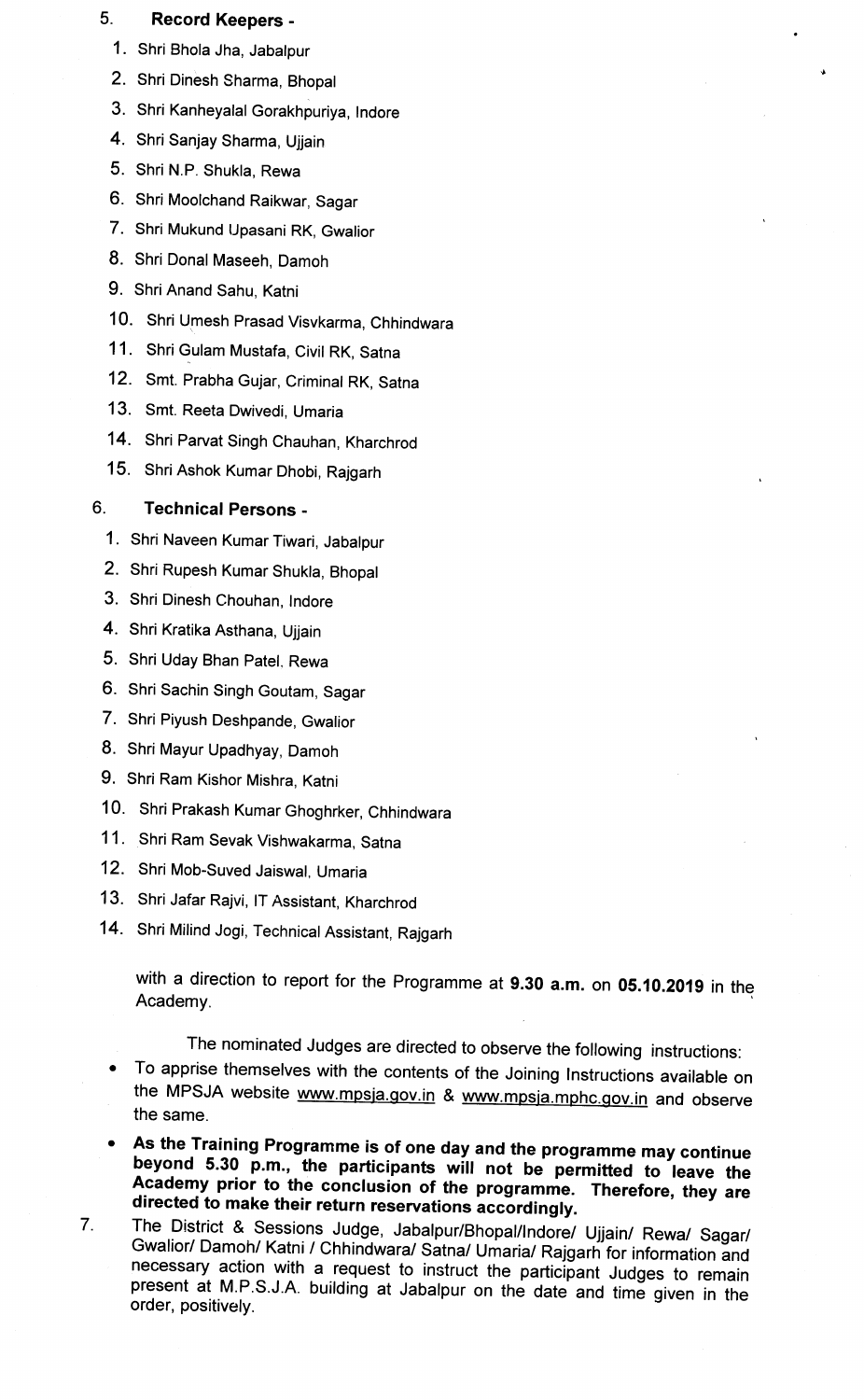5. **Record Keepers -**

1. Shri Bhola Jha, Jabalpur
2. Shri Dinesh Sharma, Bhopal
3. Shri Kanheyalal Gorakhpuriya, Indore
4. Shri Sanjay Sharma, Ujjain
5. Shri N.P. Shukla, Rewa
6. Shri Moolchand Raikwar, Sagar
7. Shri Mukund Upasani RK, Gwalior
8. Shri Donal Maseeh, Damoh
9. Shri Anand Sahu, Katni
10. Shri Umesh Prasad Visvkarma, Chhindwara
11. Shri Gulam Mustafa, Civil RK, Satna
12. Smt. Prabha Gujar, Criminal RK, Satna
13. Smt. Reeta Dwivedi, Umaria
14. Shri Parvat Singh Chauhan, Kharchrod
15. Shri Ashok Kumar Dhobi, Rajgarh

6. **Technical Persons -**

1. Shri Naveen Kumar Tiwari, Jabalpur
2. Shri Rupesh Kumar Shukla, Bhopal
3. Shri Dinesh Chouhan, Indore
4. Shri Kratika Asthana, Ujjain
5. Shri Uday Bhan Patel, Rewa
6. Shri Sachin Singh Goutam, Sagar
7. Shri Piyush Deshpande, Gwalior
8. Shri Mayur Upadhyay, Damoh
9. Shri Ram Kishor Mishra, Katni
10. Shri Prakash Kumar Ghoghrker, Chhindwara
11. Shri Ram Sevak Vishwakarma, Satna
12. Shri Mob-Suved Jaiswal, Umaria
13. Shri Jafar Rajvi, IT Assistant, Kharchrod
14. Shri Milind Jogi, Technical Assistant, Rajgarh

with a direction to report for the Programme at **9.30 a.m.** on **05.10.2019** in the Academy.

The nominated Judges are directed to observe the following instructions:

- To apprise themselves with the contents of the Joining Instructions available on the MPSJA website www.mpsja.gov.in & www.mpsja.mphc.gov.in and observe the same.
- **As the Training Programme is of one day and the programme may continue beyond 5.30 p.m., the participants will not be permitted to leave the Academy prior to the conclusion of the programme. Therefore, they are directed to make their return reservations accordingly.**

7. The District & Sessions Judge, Jabalpur/Bhopal/Indore/ Ujjain/ Rewa/ Sagar/ Gwalior/ Damoh/ Katni / Chhindwara/ Satna/ Umaria/ Rajgarh for information and necessary action with a request to instruct the participant Judges to remain present at M.P.S.J.A. building at Jabalpur on the date and time given in the order, positively.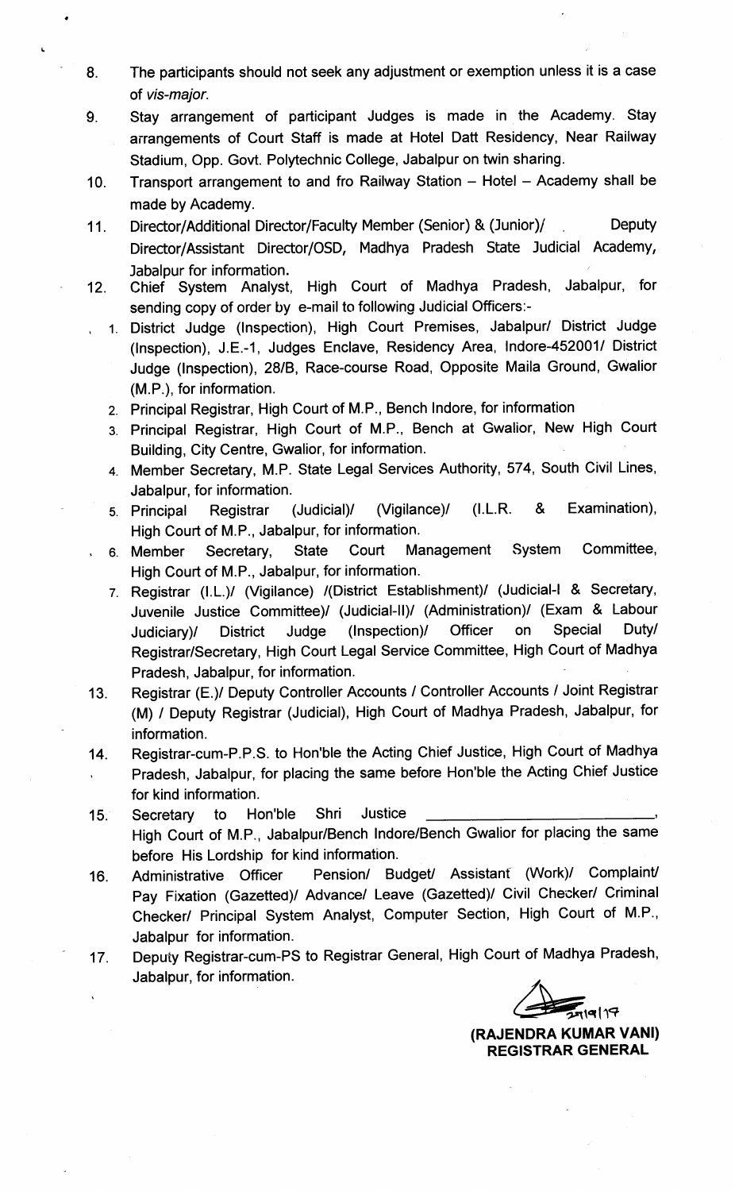8. The participants should not seek any adjustment or exemption unless it is a case of *vis-major*.
9. Stay arrangement of participant Judges is made in the Academy. Stay arrangements of Court Staff is made at Hotel Datt Residency, Near Railway Stadium, Opp. Govt. Polytechnic College, Jabalpur on twin sharing.
10. Transport arrangement to and fro Railway Station – Hotel – Academy shall be made by Academy.
11. Director/Additional Director/Faculty Member (Senior) & (Junior)/ Deputy Director/Assistant Director/OSD, Madhya Pradesh State Judicial Academy, Jabalpur for information.
12. Chief System Analyst, High Court of Madhya Pradesh, Jabalpur, for sending copy of order by e-mail to following Judicial Officers:-
    1. District Judge (Inspection), High Court Premises, Jabalpur/ District Judge (Inspection), J.E.-1, Judges Enclave, Residency Area, Indore-452001/ District Judge (Inspection), 28/B, Race-course Road, Opposite Maila Ground, Gwalior (M.P.), for information.
    2. Principal Registrar, High Court of M.P., Bench Indore, for information
    3. Principal Registrar, High Court of M.P., Bench at Gwalior, New High Court Building, City Centre, Gwalior, for information.
    4. Member Secretary, M.P. State Legal Services Authority, 574, South Civil Lines, Jabalpur, for information.
    5. Principal Registrar (Judicial)/ (Vigilance)/ (I.L.R. & Examination), High Court of M.P., Jabalpur, for information.
    6. Member Secretary, State Court Management System Committee, High Court of M.P., Jabalpur, for information.
    7. Registrar (I.L.)/ (Vigilance) /(District Establishment)/ (Judicial-I & Secretary, Juvenile Justice Committee)/ (Judicial-II)/ (Administration)/ (Exam & Labour Judiciary)/ District Judge (Inspection)/ Officer on Special Duty/ Registrar/Secretary, High Court Legal Service Committee, High Court of Madhya Pradesh, Jabalpur, for information.
13. Registrar (E.)/ Deputy Controller Accounts / Controller Accounts / Joint Registrar (M) / Deputy Registrar (Judicial), High Court of Madhya Pradesh, Jabalpur, for information.
14. Registrar-cum-P.P.S. to Hon'ble the Acting Chief Justice, High Court of Madhya Pradesh, Jabalpur, for placing the same before Hon'ble the Acting Chief Justice for kind information.
15. Secretary to Hon'ble Shri Justice \_\_\_\_\_\_\_\_\_\_\_\_\_\_\_\_\_\_\_\_\_\_\_\_\_\_, High Court of M.P., Jabalpur/Bench Indore/Bench Gwalior for placing the same before His Lordship for kind information.
16. Administrative Officer Pension/ Budget/ Assistant (Work)/ Complaint/ Pay Fixation (Gazetted)/ Advance/ Leave (Gazetted)/ Civil Checker/ Criminal Checker/ Principal System Analyst, Computer Section, High Court of M.P., Jabalpur for information.
17. Deputy Registrar-cum-PS to Registrar General, High Court of Madhya Pradesh, Jabalpur, for information.

२१।९।१९

**(RAJENDRA KUMAR VANI)**
**REGISTRAR GENERAL**